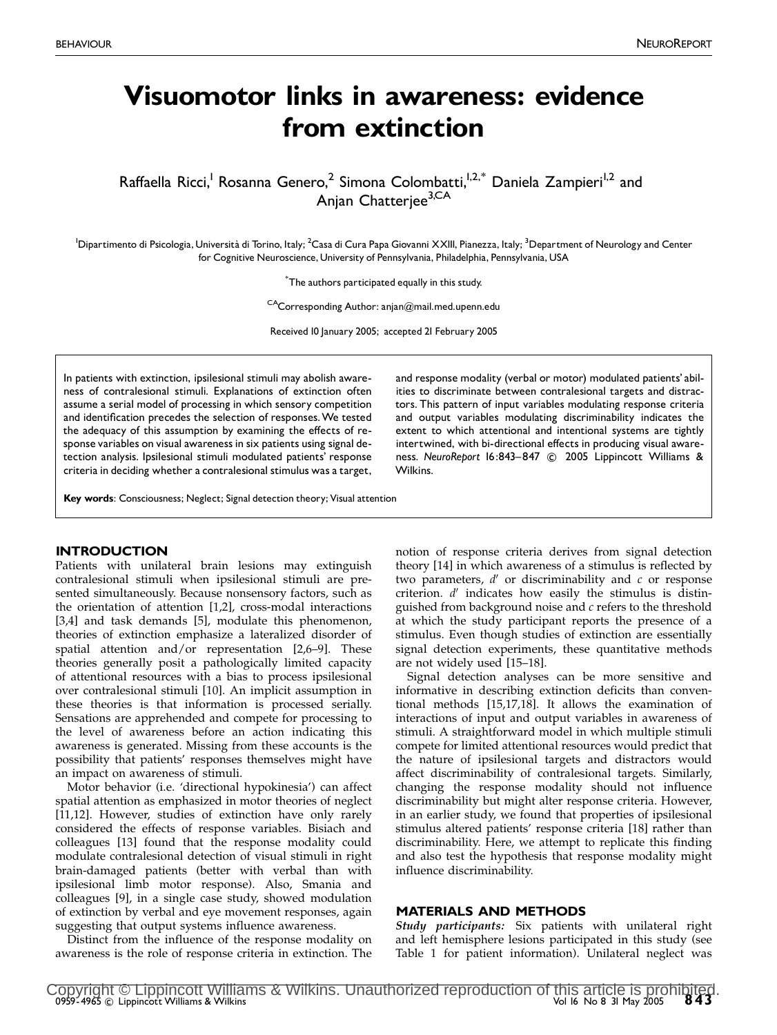# Visuomotor links in awareness: evidence from extinction

Raffaella Ricci,[1] Rosanna Genero,[2] Simona Colombatti,[1,2,*] Daniela Zampieri[1,2] and Anjan Chatterjee[3,CA]

[1]Dipartimento di Psicologia, Università di Torino, Italy; [2]Casa di Cura Papa Giovanni XXIII, Pianezza, Italy; [3]Department of Neurology and Center for Cognitive Neuroscience, University of Pennsylvania, Philadelphia, Pennsylvania, USA

[*]The authors participated equally in this study.

[CA]Corresponding Author: anjan@mail.med.upenn.edu

Received 10 January 2005; accepted 21 February 2005

In patients with extinction, ipsilesional stimuli may abolish awareness of contralesional stimuli. Explanations of extinction often assume a serial model of processing in which sensory competition and identification precedes the selection of responses. We tested the adequacy of this assumption by examining the effects of response variables on visual awareness in six patients using signal detection analysis. Ipsilesional stimuli modulated patients' response criteria in deciding whether a contralesional stimulus was a target, and response modality (verbal or motor) modulated patients' abilities to discriminate between contralesional targets and distractors. This pattern of input variables modulating response criteria and output variables modulating discriminability indicates the extent to which attentional and intentional systems are tightly intertwined, with bi-directional effects in producing visual awareness. *NeuroReport* 16:843–847 © 2005 Lippincott Williams & Wilkins.

**Key words**: Consciousness; Neglect; Signal detection theory; Visual attention

## INTRODUCTION

Patients with unilateral brain lesions may extinguish contralesional stimuli when ipsilesional stimuli are presented simultaneously. Because nonsensory factors, such as the orientation of attention [1,2], cross-modal interactions [3,4] and task demands [5], modulate this phenomenon, theories of extinction emphasize a lateralized disorder of spatial attention and/or representation [2,6–9]. These theories generally posit a pathologically limited capacity of attentional resources with a bias to process ipsilesional over contralesional stimuli [10]. An implicit assumption in these theories is that information is processed serially. Sensations are apprehended and compete for processing to the level of awareness before an action indicating this awareness is generated. Missing from these accounts is the possibility that patients' responses themselves might have an impact on awareness of stimuli.

Motor behavior (i.e. 'directional hypokinesia') can affect spatial attention as emphasized in motor theories of neglect [11,12]. However, studies of extinction have only rarely considered the effects of response variables. Bisiach and colleagues [13] found that the response modality could modulate contralesional detection of visual stimuli in right brain-damaged patients (better with verbal than with ipsilesional limb motor response). Also, Smania and colleagues [9], in a single case study, showed modulation of extinction by verbal and eye movement responses, again suggesting that output systems influence awareness.

Distinct from the influence of the response modality on awareness is the role of response criteria in extinction. The notion of response criteria derives from signal detection theory [14] in which awareness of a stimulus is reflected by two parameters, $d'$ or discriminability and $c$ or response criterion. $d'$ indicates how easily the stimulus is distinguished from background noise and $c$ refers to the threshold at which the study participant reports the presence of a stimulus. Even though studies of extinction are essentially signal detection experiments, these quantitative methods are not widely used [15–18].

Signal detection analyses can be more sensitive and informative in describing extinction deficits than conventional methods [15,17,18]. It allows the examination of interactions of input and output variables in awareness of stimuli. A straightforward model in which multiple stimuli compete for limited attentional resources would predict that the nature of ipsilesional targets and distractors would affect discriminability of contralesional targets. Similarly, changing the response modality should not influence discriminability but might alter response criteria. However, in an earlier study, we found that properties of ipsilesional stimulus altered patients' response criteria [18] rather than discriminability. Here, we attempt to replicate this finding and also test the hypothesis that response modality might influence discriminability.

## MATERIALS AND METHODS

***Study participants:*** Six patients with unilateral right and left hemisphere lesions participated in this study (see Table 1 for patient information). Unilateral neglect was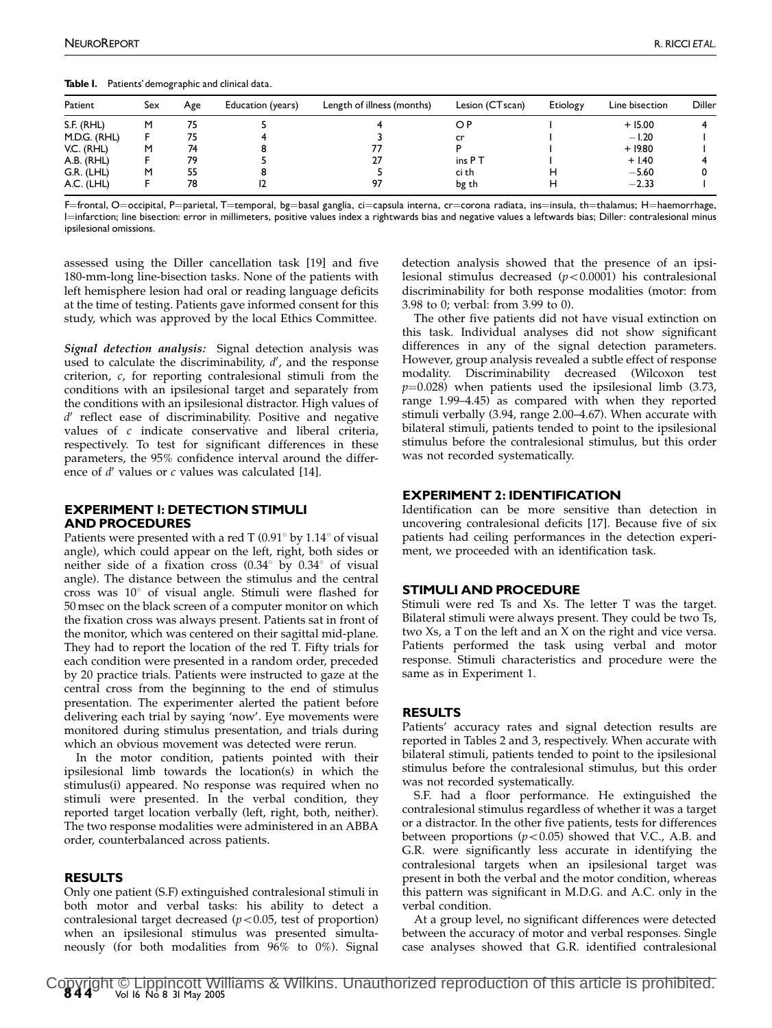**Table 1.** Patients' demographic and clinical data.

| Patient | Sex | Age | Education (years) | Length of illness (months) | Lesion (CT scan) | Etiology | Line bisection | Diller |
|---|---|---|---|---|---|---|---|---|
| S.F. (RHL) | M | 75 | 5 | 4 | O P | I | + 15.00 | 4 |
| M.D.G. (RHL) | F | 75 | 4 | 3 | cr | I | − 1.20 | 1 |
| V.C. (RHL) | M | 74 | 8 | 77 | P | I | + 19.80 | 1 |
| A.B. (RHL) | F | 79 | 5 | 27 | ins P T | I | + 1.40 | 4 |
| G.R. (LHL) | M | 55 | 8 | 5 | ci th | H | − 5.60 | 0 |
| A.C. (LHL) | F | 78 | 12 | 97 | bg th | H | − 2.33 | 1 |

F=frontal, O=occipital, P=parietal, T=temporal, bg=basal ganglia, ci=capsula interna, cr=corona radiata, ins=insula, th=thalamus; H=haemorrhage, I=infarction; line bisection: error in millimeters, positive values index a rightwards bias and negative values a leftwards bias; Diller: contralesional minus ipsilesional omissions.

assessed using the Diller cancellation task [19] and five 180-mm-long line-bisection tasks. None of the patients with left hemisphere lesion had oral or reading language deficits at the time of testing. Patients gave informed consent for this study, which was approved by the local Ethics Committee.

***Signal detection analysis:*** Signal detection analysis was used to calculate the discriminability, $d'$, and the response criterion, $c$, for reporting contralesional stimuli from the conditions with an ipsilesional target and separately from the conditions with an ipsilesional distractor. High values of $d'$ reflect ease of discriminability. Positive and negative values of $c$ indicate conservative and liberal criteria, respectively. To test for significant differences in these parameters, the 95% confidence interval around the difference of $d'$ values or $c$ values was calculated [14].

## EXPERIMENT 1: DETECTION STIMULI AND PROCEDURES

Patients were presented with a red T (0.91° by 1.14° of visual angle), which could appear on the left, right, both sides or neither side of a fixation cross (0.34° by 0.34° of visual angle). The distance between the stimulus and the central cross was 10° of visual angle. Stimuli were flashed for 50 msec on the black screen of a computer monitor on which the fixation cross was always present. Patients sat in front of the monitor, which was centered on their sagittal mid-plane. They had to report the location of the red T. Fifty trials for each condition were presented in a random order, preceded by 20 practice trials. Patients were instructed to gaze at the central cross from the beginning to the end of stimulus presentation. The experimenter alerted the patient before delivering each trial by saying 'now'. Eye movements were monitored during stimulus presentation, and trials during which an obvious movement was detected were rerun.

In the motor condition, patients pointed with their ipsilesional limb towards the location(s) in which the stimulus(i) appeared. No response was required when no stimuli were presented. In the verbal condition, they reported target location verbally (left, right, both, neither). The two response modalities were administered in an ABBA order, counterbalanced across patients.

## RESULTS

Only one patient (S.F) extinguished contralesional stimuli in both motor and verbal tasks: his ability to detect a contralesional target decreased ($p<0.05$, test of proportion) when an ipsilesional stimulus was presented simultaneously (for both modalities from 96% to 0%). Signal detection analysis showed that the presence of an ipsilesional stimulus decreased ($p<0.0001$) his contralesional discriminability for both response modalities (motor: from 3.98 to 0; verbal: from 3.99 to 0).

The other five patients did not have visual extinction on this task. Individual analyses did not show significant differences in any of the signal detection parameters. However, group analysis revealed a subtle effect of response modality. Discriminability decreased (Wilcoxon test $p=0.028$) when patients used the ipsilesional limb (3.73, range 1.99–4.45) as compared with when they reported stimuli verbally (3.94, range 2.00–4.67). When accurate with bilateral stimuli, patients tended to point to the ipsilesional stimulus before the contralesional stimulus, but this order was not recorded systematically.

## EXPERIMENT 2: IDENTIFICATION

Identification can be more sensitive than detection in uncovering contralesional deficits [17]. Because five of six patients had ceiling performances in the detection experiment, we proceeded with an identification task.

## STIMULI AND PROCEDURE

Stimuli were red Ts and Xs. The letter T was the target. Bilateral stimuli were always present. They could be two Ts, two Xs, a T on the left and an X on the right and vice versa. Patients performed the task using verbal and motor response. Stimuli characteristics and procedure were the same as in Experiment 1.

## RESULTS

Patients' accuracy rates and signal detection results are reported in Tables 2 and 3, respectively. When accurate with bilateral stimuli, patients tended to point to the ipsilesional stimulus before the contralesional stimulus, but this order was not recorded systematically.

S.F. had a floor performance. He extinguished the contralesional stimulus regardless of whether it was a target or a distractor. In the other five patients, tests for differences between proportions ($p<0.05$) showed that V.C., A.B. and G.R. were significantly less accurate in identifying the contralesional targets when an ipsilesional target was present in both the verbal and the motor condition, whereas this pattern was significant in M.D.G. and A.C. only in the verbal condition.

At a group level, no significant differences were detected between the accuracy of motor and verbal responses. Single case analyses showed that G.R. identified contralesional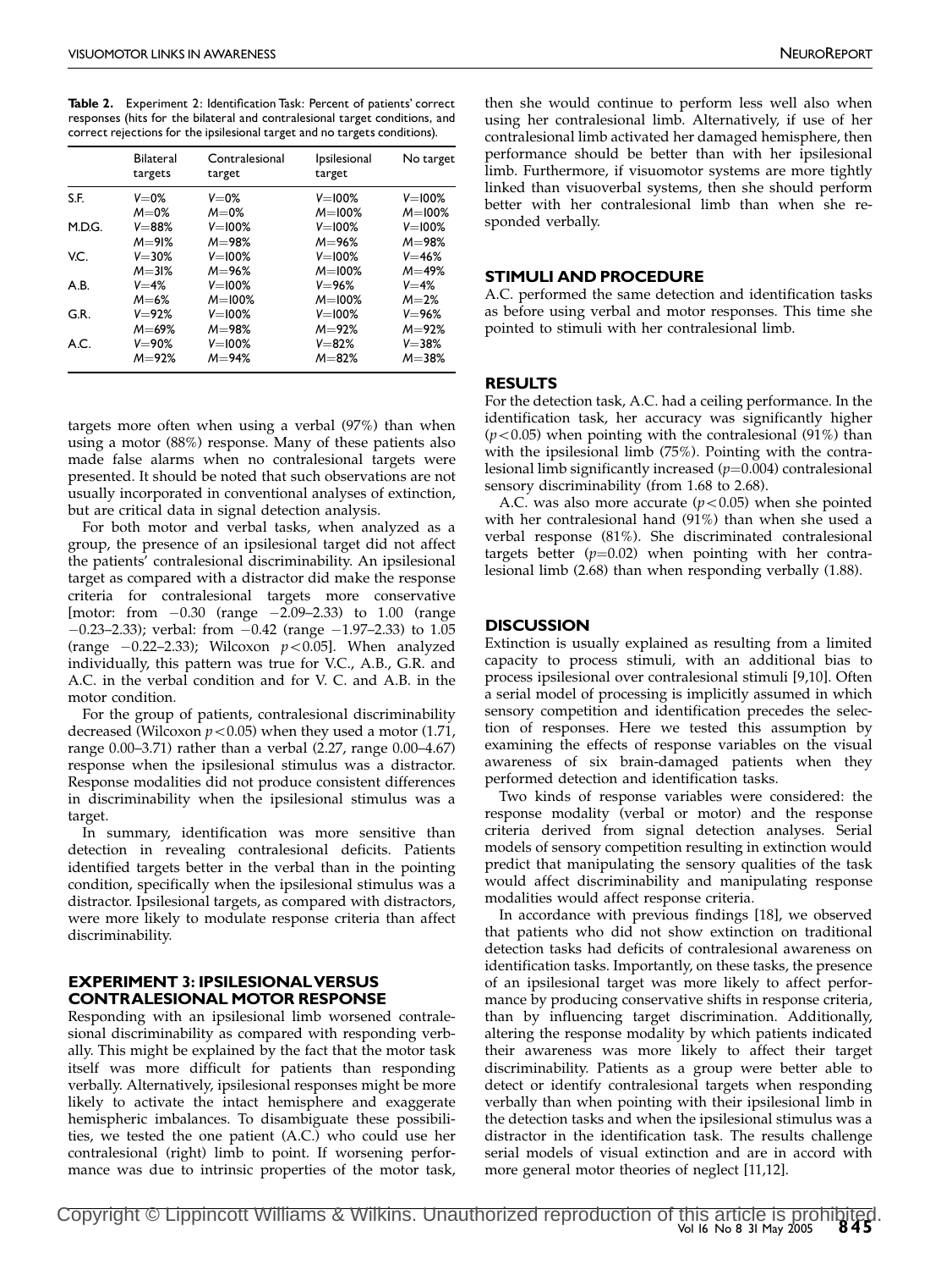**Table 2.** Experiment 2: Identification Task: Percent of patients' correct responses (hits for the bilateral and contralesional target conditions, and correct rejections for the ipsilesional target and no targets conditions).

| | Bilateral targets | Contralesional target | Ipsilesional target | No target |
|---|---|---|---|---|
| S.F. | V=0% M=0% | V=0% M=0% | V=100% M=100% | V=100% M=100% |
| M.D.G. | V=88% M=91% | V=100% M=98% | V=100% M=96% | V=100% M=98% |
| V.C. | V=30% M=31% | V=100% M=96% | V=100% M=100% | V=46% M=49% |
| A.B. | V=4% M=6% | V=100% M=100% | V=96% M=100% | V=4% M=2% |
| G.R. | V=92% M=69% | V=100% M=98% | V=100% M=92% | V=96% M=92% |
| A.C. | V=90% M=92% | V=100% M=94% | V=82% M=82% | V=38% M=38% |

targets more often when using a verbal (97%) than when using a motor (88%) response. Many of these patients also made false alarms when no contralesional targets were presented. It should be noted that such observations are not usually incorporated in conventional analyses of extinction, but are critical data in signal detection analysis.

For both motor and verbal tasks, when analyzed as a group, the presence of an ipsilesional target did not affect the patients' contralesional discriminability. An ipsilesional target as compared with a distractor did make the response criteria for contralesional targets more conservative [motor: from −0.30 (range −2.09–2.33) to 1.00 (range −0.23–2.33); verbal: from −0.42 (range −1.97–2.33) to 1.05 (range −0.22–2.33); Wilcoxon $p<0.05$]. When analyzed individually, this pattern was true for V.C., A.B., G.R. and A.C. in the verbal condition and for V. C. and A.B. in the motor condition.

For the group of patients, contralesional discriminability decreased (Wilcoxon $p<0.05$) when they used a motor (1.71, range 0.00–3.71) rather than a verbal (2.27, range 0.00–4.67) response when the ipsilesional stimulus was a distractor. Response modalities did not produce consistent differences in discriminability when the ipsilesional stimulus was a target.

In summary, identification was more sensitive than detection in revealing contralesional deficits. Patients identified targets better in the verbal than in the pointing condition, specifically when the ipsilesional stimulus was a distractor. Ipsilesional targets, as compared with distractors, were more likely to modulate response criteria than affect discriminability.

## EXPERIMENT 3: IPSILESIONAL VERSUS CONTRALESIONAL MOTOR RESPONSE

Responding with an ipsilesional limb worsened contralesional discriminability as compared with responding verbally. This might be explained by the fact that the motor task itself was more difficult for patients than responding verbally. Alternatively, ipsilesional responses might be more likely to activate the intact hemisphere and exaggerate hemispheric imbalances. To disambiguate these possibilities, we tested the one patient (A.C.) who could use her contralesional (right) limb to point. If worsening performance was due to intrinsic properties of the motor task, then she would continue to perform less well also when using her contralesional limb. Alternatively, if use of her contralesional limb activated her damaged hemisphere, then performance should be better than with her ipsilesional limb. Furthermore, if visuomotor systems are more tightly linked than visuoverbal systems, then she should perform better with her contralesional limb than when she responded verbally.

### STIMULI AND PROCEDURE

A.C. performed the same detection and identification tasks as before using verbal and motor responses. This time she pointed to stimuli with her contralesional limb.

### RESULTS

For the detection task, A.C. had a ceiling performance. In the identification task, her accuracy was significantly higher ($p<0.05$) when pointing with the contralesional (91%) than with the ipsilesional limb (75%). Pointing with the contralesional limb significantly increased ($p=0.004$) contralesional sensory discriminability (from 1.68 to 2.68).

A.C. was also more accurate ($p<0.05$) when she pointed with her contralesional hand (91%) than when she used a verbal response (81%). She discriminated contralesional targets better ($p=0.02$) when pointing with her contralesional limb (2.68) than when responding verbally (1.88).

### DISCUSSION

Extinction is usually explained as resulting from a limited capacity to process stimuli, with an additional bias to process ipsilesional over contralesional stimuli [9,10]. Often a serial model of processing is implicitly assumed in which sensory competition and identification precedes the selection of responses. Here we tested this assumption by examining the effects of response variables on the visual awareness of six brain-damaged patients when they performed detection and identification tasks.

Two kinds of response variables were considered: the response modality (verbal or motor) and the response criteria derived from signal detection analyses. Serial models of sensory competition resulting in extinction would predict that manipulating the sensory qualities of the task would affect discriminability and manipulating response modalities would affect response criteria.

In accordance with previous findings [18], we observed that patients who did not show extinction on traditional detection tasks had deficits of contralesional awareness on identification tasks. Importantly, on these tasks, the presence of an ipsilesional target was more likely to affect performance by producing conservative shifts in response criteria, than by influencing target discrimination. Additionally, altering the response modality by which patients indicated their awareness was more likely to affect their target discriminability. Patients as a group were better able to detect or identify contralesional targets when responding verbally than when pointing with their ipsilesional limb in the detection tasks and when the ipsilesional stimulus was a distractor in the identification task. The results challenge serial models of visual extinction and are in accord with more general motor theories of neglect [11,12].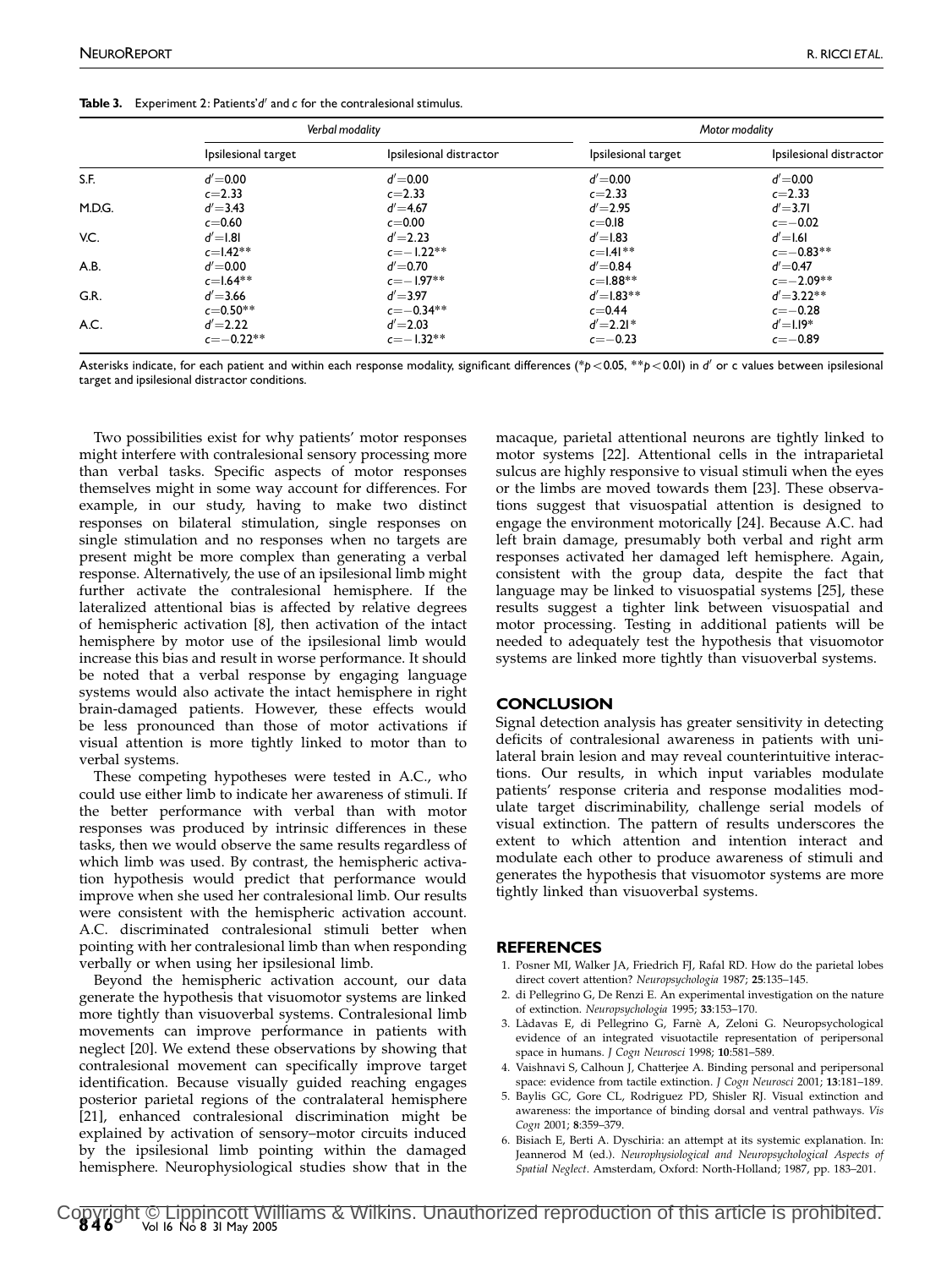**Table 3.** Experiment 2: Patients' $d'$ and $c$ for the contralesional stimulus.

| | Verbal modality | | Motor modality | |
|---|---|---|---|---|
| | Ipsilesional target | Ipsilesional distractor | Ipsilesional target | Ipsilesional distractor |
| S.F. | $d'=0.00$<br>$c=2.33$ | $d'=0.00$<br>$c=2.33$ | $d'=0.00$<br>$c=2.33$ | $d'=0.00$<br>$c=2.33$ |
| M.D.G. | $d'=3.43$<br>$c=0.60$ | $d'=4.67$<br>$c=0.00$ | $d'=2.95$<br>$c=0.18$ | $d'=3.71$<br>$c=-0.02$ |
| V.C. | $d'=1.81$<br>$c=1.42$** | $d'=2.23$<br>$c=-1.22$** | $d'=1.83$<br>$c=1.41$** | $d'=1.61$<br>$c=-0.83$** |
| A.B. | $d'=0.00$<br>$c=1.64$** | $d'=0.70$<br>$c=-1.97$** | $d'=0.84$<br>$c=1.88$** | $d'=0.47$<br>$c=-2.09$** |
| G.R. | $d'=3.66$<br>$c=0.50$** | $d'=3.97$<br>$c=-0.34$** | $d'=1.83$**<br>$c=0.44$ | $d'=3.22$**<br>$c=-0.28$ |
| A.C. | $d'=2.22$<br>$c=-0.22$** | $d'=2.03$<br>$c=-1.32$** | $d'=2.21$*<br>$c=-0.23$ | $d'=1.19$*<br>$c=-0.89$ |

Asterisks indicate, for each patient and within each response modality, significant differences (*$p<0.05$, **$p<0.01$) in $d'$ or c values between ipsilesional target and ipsilesional distractor conditions.

Two possibilities exist for why patients' motor responses might interfere with contralesional sensory processing more than verbal tasks. Specific aspects of motor responses themselves might in some way account for differences. For example, in our study, having to make two distinct responses on bilateral stimulation, single responses on single stimulation and no responses when no targets are present might be more complex than generating a verbal response. Alternatively, the use of an ipsilesional limb might further activate the contralesional hemisphere. If the lateralized attentional bias is affected by relative degrees of hemispheric activation [8], then activation of the intact hemisphere by motor use of the ipsilesional limb would increase this bias and result in worse performance. It should be noted that a verbal response by engaging language systems would also activate the intact hemisphere in right brain-damaged patients. However, these effects would be less pronounced than those of motor activations if visual attention is more tightly linked to motor than to verbal systems.

These competing hypotheses were tested in A.C., who could use either limb to indicate her awareness of stimuli. If the better performance with verbal than with motor responses was produced by intrinsic differences in these tasks, then we would observe the same results regardless of which limb was used. By contrast, the hemispheric activation hypothesis would predict that performance would improve when she used her contralesional limb. Our results were consistent with the hemispheric activation account. A.C. discriminated contralesional stimuli better when pointing with her contralesional limb than when responding verbally or when using her ipsilesional limb.

Beyond the hemispheric activation account, our data generate the hypothesis that visuomotor systems are linked more tightly than visuoverbal systems. Contralesional limb movements can improve performance in patients with neglect [20]. We extend these observations by showing that contralesional movement can specifically improve target identification. Because visually guided reaching engages posterior parietal regions of the contralateral hemisphere [21], enhanced contralesional discrimination might be explained by activation of sensory–motor circuits induced by the ipsilesional limb pointing within the damaged hemisphere. Neurophysiological studies show that in the macaque, parietal attentional neurons are tightly linked to motor systems [22]. Attentional cells in the intraparietal sulcus are highly responsive to visual stimuli when the eyes or the limbs are moved towards them [23]. These observations suggest that visuospatial attention is designed to engage the environment motorically [24]. Because A.C. had left brain damage, presumably both verbal and right arm responses activated her damaged left hemisphere. Again, consistent with the group data, despite the fact that language may be linked to visuospatial systems [25], these results suggest a tighter link between visuospatial and motor processing. Testing in additional patients will be needed to adequately test the hypothesis that visuomotor systems are linked more tightly than visuoverbal systems.

## CONCLUSION

Signal detection analysis has greater sensitivity in detecting deficits of contralesional awareness in patients with unilateral brain lesion and may reveal counterintuitive interactions. Our results, in which input variables modulate patients' response criteria and response modalities modulate target discriminability, challenge serial models of visual extinction. The pattern of results underscores the extent to which attention and intention interact and modulate each other to produce awareness of stimuli and generates the hypothesis that visuomotor systems are more tightly linked than visuoverbal systems.

## REFERENCES

1. Posner MI, Walker JA, Friedrich FJ, Rafal RD. How do the parietal lobes direct covert attention? *Neuropsychologia* 1987; **25**:135–145.
2. di Pellegrino G, De Renzi E. An experimental investigation on the nature of extinction. *Neuropsychologia* 1995; **33**:153–170.
3. Làdavas E, di Pellegrino G, Farnè A, Zeloni G. Neuropsychological evidence of an integrated visuotactile representation of peripersonal space in humans. *J Cogn Neurosci* 1998; **10**:581–589.
4. Vaishnavi S, Calhoun J, Chatterjee A. Binding personal and peripersonal space: evidence from tactile extinction. *J Cogn Neurosci* 2001; **13**:181–189.
5. Baylis GC, Gore CL, Rodriguez PD, Shisler RJ. Visual extinction and awareness: the importance of binding dorsal and ventral pathways. *Vis Cogn* 2001; **8**:359–379.
6. Bisiach E, Berti A. Dyschiria: an attempt at its systemic explanation. In: Jeannerod M (ed.). *Neurophysiological and Neuropsychological Aspects of Spatial Neglect*. Amsterdam, Oxford: North-Holland; 1987, pp. 183–201.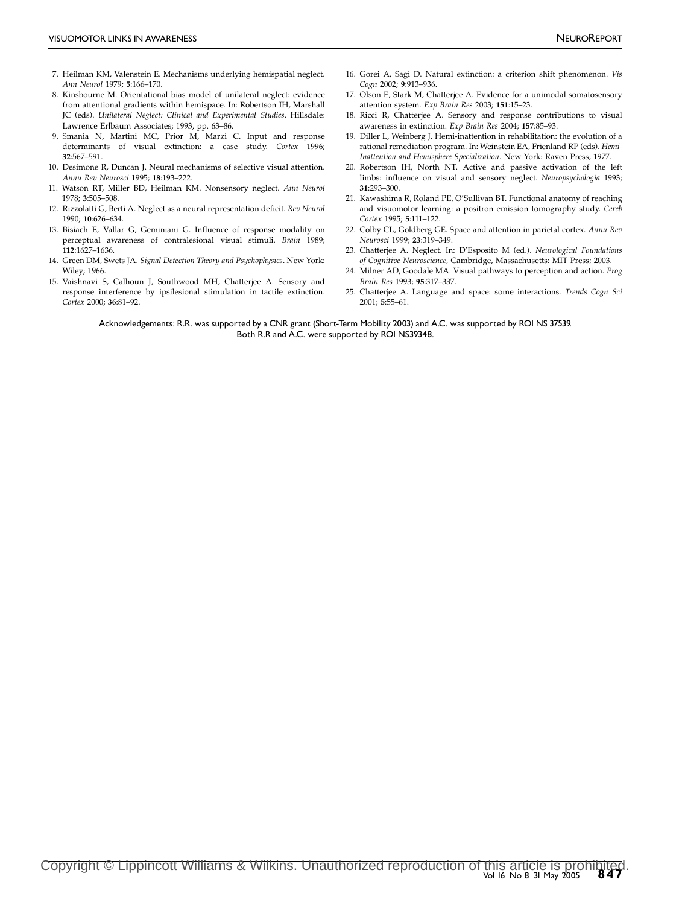7. Heilman KM, Valenstein E. Mechanisms underlying hemispatial neglect. *Ann Neurol* 1979; **5**:166–170.
8. Kinsbourne M. Orientational bias model of unilateral neglect: evidence from attentional gradients within hemispace. In: Robertson IH, Marshall JC (eds). *Unilateral Neglect: Clinical and Experimental Studies*. Hillsdale: Lawrence Erlbaum Associates; 1993, pp. 63–86.
9. Smania N, Martini MC, Prior M, Marzi C. Input and response determinants of visual extinction: a case study. *Cortex* 1996; **32**:567–591.
10. Desimone R, Duncan J. Neural mechanisms of selective visual attention. *Annu Rev Neurosci* 1995; **18**:193–222.
11. Watson RT, Miller BD, Heilman KM. Nonsensory neglect. *Ann Neurol* 1978; **3**:505–508.
12. Rizzolatti G, Berti A. Neglect as a neural representation deficit. *Rev Neurol* 1990; **10**:626–634.
13. Bisiach E, Vallar G, Geminiani G. Influence of response modality on perceptual awareness of contralesional visual stimuli. *Brain* 1989; **112**:1627–1636.
14. Green DM, Swets JA. *Signal Detection Theory and Psychophysics*. New York: Wiley; 1966.
15. Vaishnavi S, Calhoun J, Southwood MH, Chatterjee A. Sensory and response interference by ipsilesional stimulation in tactile extinction. *Cortex* 2000; **36**:81–92.
16. Gorei A, Sagi D. Natural extinction: a criterion shift phenomenon. *Vis Cogn* 2002; **9**:913–936.
17. Olson E, Stark M, Chatterjee A. Evidence for a unimodal somatosensory attention system. *Exp Brain Res* 2003; **151**:15–23.
18. Ricci R, Chatterjee A. Sensory and response contributions to visual awareness in extinction. *Exp Brain Res* 2004; **157**:85–93.
19. Diller L, Weinberg J. Hemi-inattention in rehabilitation: the evolution of a rational remediation program. In: Weinstein EA, Frienland RP (eds). *Hemi-Inattention and Hemisphere Specialization*. New York: Raven Press; 1977.
20. Robertson IH, North NT. Active and passive activation of the left limbs: influence on visual and sensory neglect. *Neuropsychologia* 1993; **31**:293–300.
21. Kawashima R, Roland PE, O'Sullivan BT. Functional anatomy of reaching and visuomotor learning: a positron emission tomography study. *Cereb Cortex* 1995; **5**:111–122.
22. Colby CL, Goldberg GE. Space and attention in parietal cortex. *Annu Rev Neurosci* 1999; **23**:319–349.
23. Chatterjee A. Neglect. In: D'Esposito M (ed.). *Neurological Foundations of Cognitive Neuroscience*, Cambridge, Massachusetts: MIT Press; 2003.
24. Milner AD, Goodale MA. Visual pathways to perception and action. *Prog Brain Res* 1993; **95**:317–337.
25. Chatterjee A. Language and space: some interactions. *Trends Cogn Sci* 2001; **5**:55–61.

Acknowledgements: R.R. was supported by a CNR grant (Short-Term Mobility 2003) and A.C. was supported by ROI NS 37539. Both R.R and A.C. were supported by ROI NS39348.